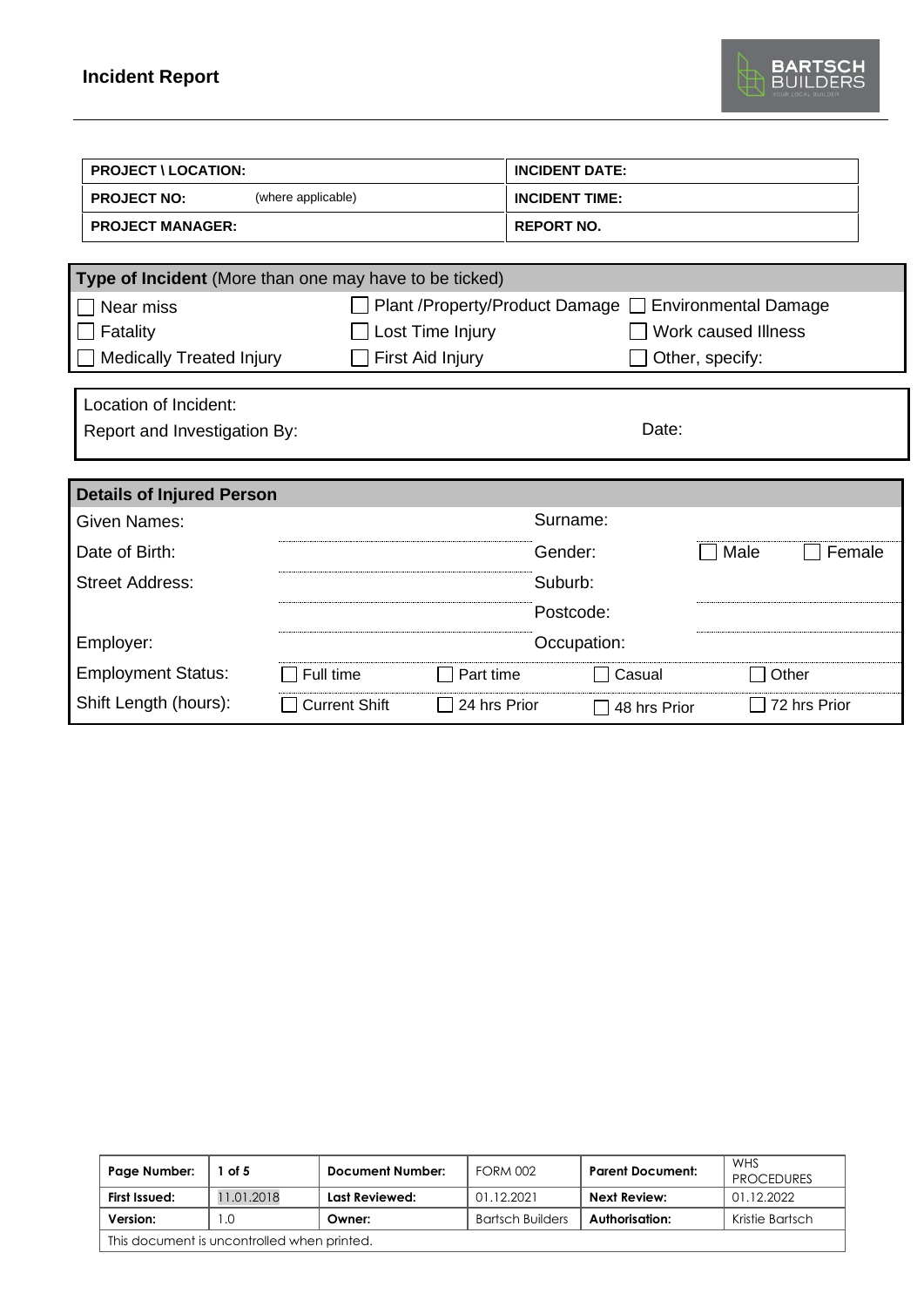# Incident Report

| PROJECT \ LOCATION: | | INCIDENT DATE: |
|---|---|---|
| **PROJECT NO:** | (where applicable) | **INCIDENT TIME:** |
| **PROJECT MANAGER:** | | **REPORT NO.** |

| **Type of Incident** (More than one may have to be ticked) | | |
|---|---|---|
| ☐ Near miss | ☐ Plant /Property/Product Damage | ☐ Environmental Damage |
| ☐ Fatality | ☐ Lost Time Injury | ☐ Work caused Illness |
| ☐ Medically Treated Injury | ☐ First Aid Injury | ☐ Other, specify: |

Location of Incident:

Report and Investigation By: Date:

| **Details of Injured Person** | | | | |
|---|---|---|---|---|
| Given Names: | | Surname: | | |
| Date of Birth: | | Gender: | ☐ Male | ☐ Female |
| Street Address: | | Suburb: | | |
| | | Postcode: | | |
| Employer: | | Occupation: | | |
| Employment Status: | ☐ Full time | ☐ Part time | ☐ Casual | ☐ Other |
| Shift Length (hours): | ☐ Current Shift | ☐ 24 hrs Prior | ☐ 48 hrs Prior | ☐ 72 hrs Prior |

| Page Number: | 1 of 5 | Document Number: | FORM 002 | Parent Document: | WHS PROCEDURES |
|---|---|---|---|---|---|
| **First Issued:** | 11.01.2018 | **Last Reviewed:** | 01.12.2021 | **Next Review:** | 01.12.2022 |
| **Version:** | 1.0 | **Owner:** | Bartsch Builders | **Authorisation:** | Kristie Bartsch |
| This document is uncontrolled when printed. | | | | | |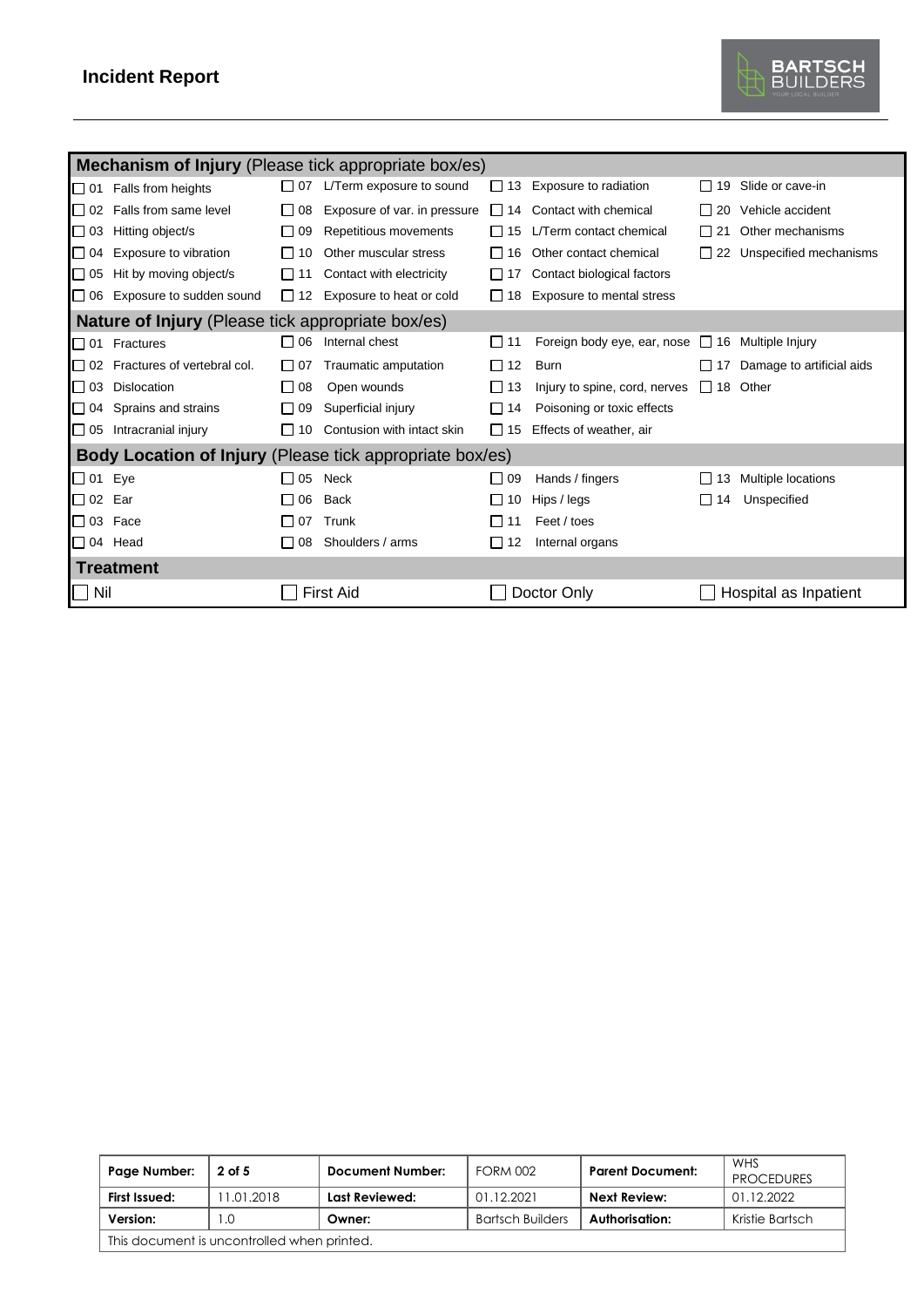# Incident Report

| **Mechanism of Injury** (Please tick appropriate box/es) | | | |
|---|---|---|---|
| ☐ 01 Falls from heights | ☐ 07 L/Term exposure to sound | ☐ 13 Exposure to radiation | ☐ 19 Slide or cave-in |
| ☐ 02 Falls from same level | ☐ 08 Exposure of var. in pressure | ☐ 14 Contact with chemical | ☐ 20 Vehicle accident |
| ☐ 03 Hitting object/s | ☐ 09 Repetitious movements | ☐ 15 L/Term contact chemical | ☐ 21 Other mechanisms |
| ☐ 04 Exposure to vibration | ☐ 10 Other muscular stress | ☐ 16 Other contact chemical | ☐ 22 Unspecified mechanisms |
| ☐ 05 Hit by moving object/s | ☐ 11 Contact with electricity | ☐ 17 Contact biological factors | |
| ☐ 06 Exposure to sudden sound | ☐ 12 Exposure to heat or cold | ☐ 18 Exposure to mental stress | |
| **Nature of Injury** (Please tick appropriate box/es) | | | |
| ☐ 01 Fractures | ☐ 06 Internal chest | ☐ 11 Foreign body eye, ear, nose | ☐ 16 Multiple Injury |
| ☐ 02 Fractures of vertebral col. | ☐ 07 Traumatic amputation | ☐ 12 Burn | ☐ 17 Damage to artificial aids |
| ☐ 03 Dislocation | ☐ 08 Open wounds | ☐ 13 Injury to spine, cord, nerves | ☐ 18 Other |
| ☐ 04 Sprains and strains | ☐ 09 Superficial injury | ☐ 14 Poisoning or toxic effects | |
| ☐ 05 Intracranial injury | ☐ 10 Contusion with intact skin | ☐ 15 Effects of weather, air | |
| **Body Location of Injury** (Please tick appropriate box/es) | | | |
| ☐ 01 Eye | ☐ 05 Neck | ☐ 09 Hands / fingers | ☐ 13 Multiple locations |
| ☐ 02 Ear | ☐ 06 Back | ☐ 10 Hips / legs | ☐ 14 Unspecified |
| ☐ 03 Face | ☐ 07 Trunk | ☐ 11 Feet / toes | |
| ☐ 04 Head | ☐ 08 Shoulders / arms | ☐ 12 Internal organs | |
| **Treatment** | | | |
| ☐ Nil | ☐ First Aid | ☐ Doctor Only | ☐ Hospital as Inpatient |

| **Page Number:** | **2 of 5** | **Document Number:** | FORM 002 | **Parent Document:** | WHS PROCEDURES |
|---|---|---|---|---|---|
| **First Issued:** | 11.01.2018 | **Last Reviewed:** | 01.12.2021 | **Next Review:** | 01.12.2022 |
| **Version:** | 1.0 | **Owner:** | Bartsch Builders | **Authorisation:** | Kristie Bartsch |
| This document is uncontrolled when printed. | | | | | |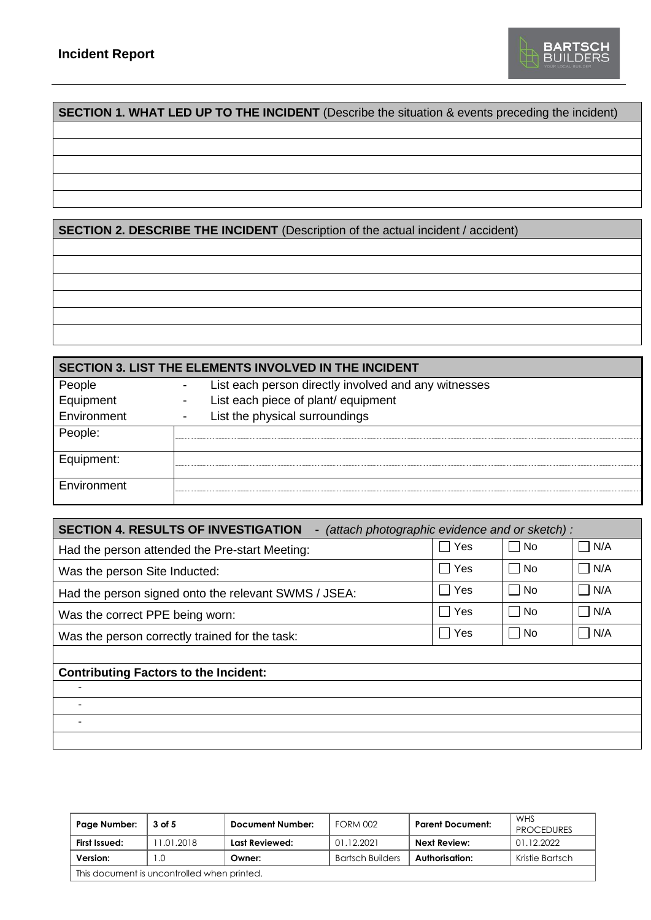# Incident Report

| SECTION 1. WHAT LED UP TO THE INCIDENT (Describe the situation & events preceding the incident) |
|---|
| |
| |
| |
| |
| |

| SECTION 2. DESCRIBE THE INCIDENT (Description of the actual incident / accident) |
|---|
| |
| |
| |
| |
| |
| |

| SECTION 3. LIST THE ELEMENTS INVOLVED IN THE INCIDENT | |
|---|---|
| People | - List each person directly involved and any witnesses |
| Equipment | - List each piece of plant/ equipment |
| Environment | - List the physical surroundings |
| People: | |
| Equipment: | |
| Environment | |

| SECTION 4. RESULTS OF INVESTIGATION - *(attach photographic evidence and or sketch) :* | | | |
|---|---|---|---|
| Had the person attended the Pre-start Meeting: | ☐ Yes | ☐ No | ☐ N/A |
| Was the person Site Inducted: | ☐ Yes | ☐ No | ☐ N/A |
| Had the person signed onto the relevant SWMS / JSEA: | ☐ Yes | ☐ No | ☐ N/A |
| Was the correct PPE being worn: | ☐ Yes | ☐ No | ☐ N/A |
| Was the person correctly trained for the task: | ☐ Yes | ☐ No | ☐ N/A |

**Contributing Factors to the Incident:**

-
-
-

| Page Number: | 3 of 5 | Document Number: | FORM 002 | Parent Document: | WHS PROCEDURES |
|---|---|---|---|---|---|
| First Issued: | 11.01.2018 | Last Reviewed: | 01.12.2021 | Next Review: | 01.12.2022 |
| Version: | 1.0 | Owner: | Bartsch Builders | Authorisation: | Kristie Bartsch |
| This document is uncontrolled when printed. | | | | | |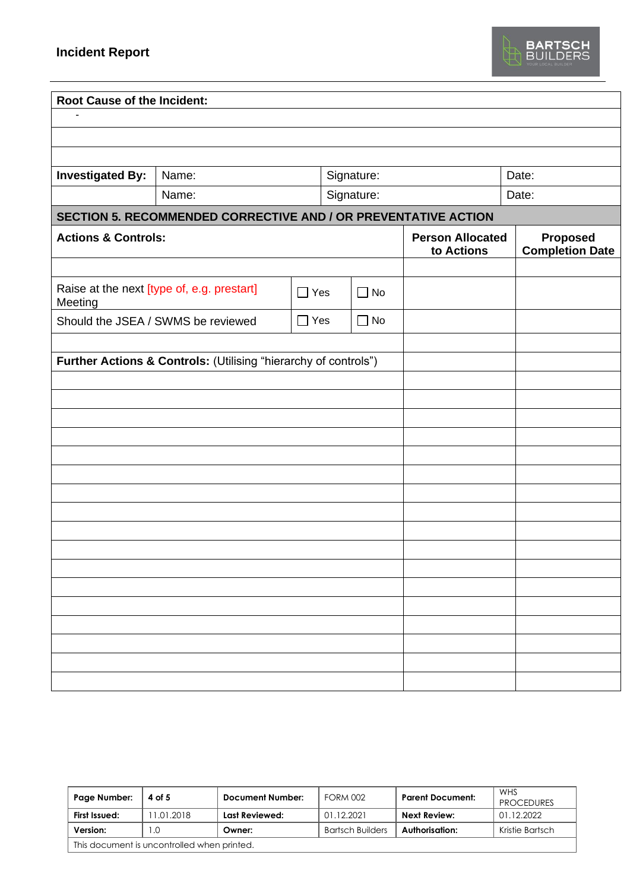**Incident Report**

| **Root Cause of the Incident:** | | | |
|---|---|---|---|
| - | | | |
| | | | |
| | | | |
| **Investigated By:** | Name: | Signature: | Date: |
| | Name: | Signature: | Date: |

| **SECTION 5. RECOMMENDED CORRECTIVE AND / OR PREVENTATIVE ACTION** | | | | |
|---|---|---|---|---|
| **Actions & Controls:** | | | **Person Allocated to Actions** | **Proposed Completion Date** |
| | | | | |
| Raise at the next [type of, e.g. prestart] Meeting | ☐ Yes | ☐ No | | |
| Should the JSEA / SWMS be reviewed | ☐ Yes | ☐ No | | |
| | | | | |
| **Further Actions & Controls:** (Utilising "hierarchy of controls") | | | | |
| | | | | |
| | | | | |
| | | | | |
| | | | | |
| | | | | |
| | | | | |
| | | | | |
| | | | | |
| | | | | |
| | | | | |
| | | | | |
| | | | | |
| | | | | |
| | | | | |
| | | | | |
| | | | | |
| | | | | |

| **Page Number:** | **4 of 5** | **Document Number:** | FORM 002 | **Parent Document:** | WHS PROCEDURES |
|---|---|---|---|---|---|
| **First Issued:** | 11.01.2018 | **Last Reviewed:** | 01.12.2021 | **Next Review:** | 01.12.2022 |
| **Version:** | 1.0 | **Owner:** | Bartsch Builders | **Authorisation:** | Kristie Bartsch |

This document is uncontrolled when printed.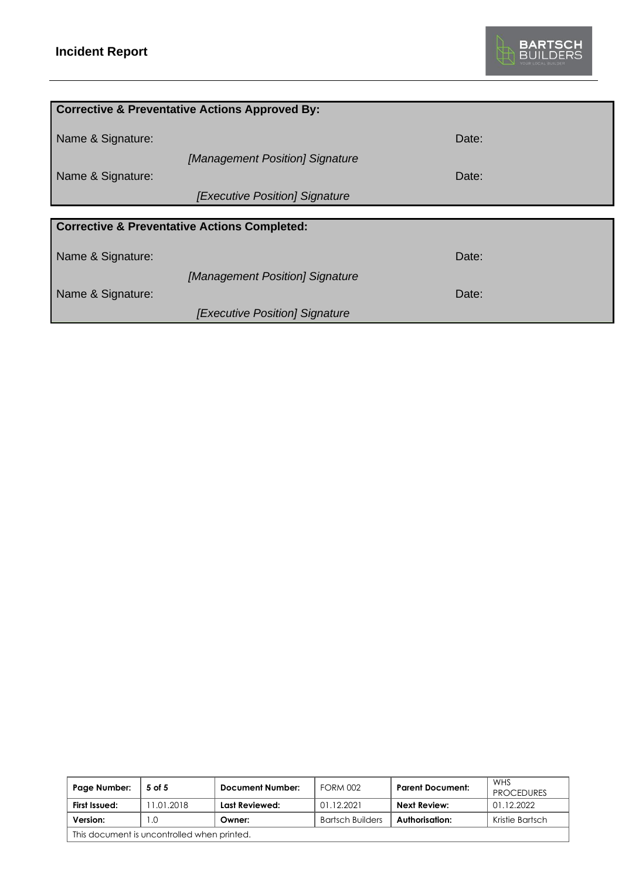**Corrective & Preventative Actions Approved By:**

Name & Signature: Date:

*[Management Position] Signature*

Name & Signature: Date:

*[Executive Position] Signature*

**Corrective & Preventative Actions Completed:**

Name & Signature: Date:

*[Management Position] Signature*

Name & Signature: Date:

*[Executive Position] Signature*

| | | | | | |
|---|---|---|---|---|---|
| **Page Number:** | **5 of 5** | **Document Number:** | FORM 002 | **Parent Document:** | WHS PROCEDURES |
| **First Issued:** | 11.01.2018 | **Last Reviewed:** | 01.12.2021 | **Next Review:** | 01.12.2022 |
| **Version:** | 1.0 | **Owner:** | Bartsch Builders | **Authorisation:** | Kristie Bartsch |
| This document is uncontrolled when printed. | | | | | |